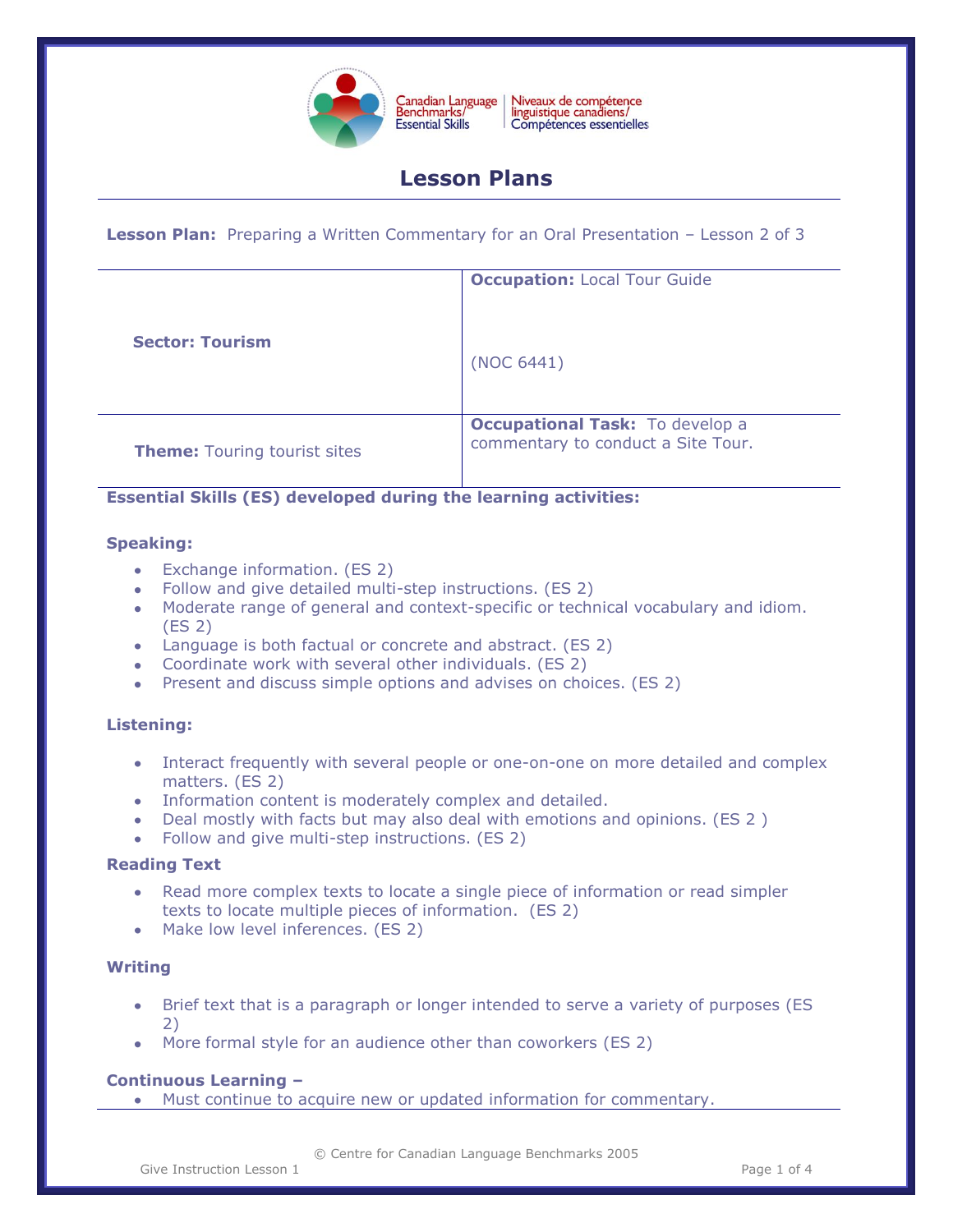Canadian Language Benchmarks/ Essential Skills | Niveaux de compétence linguistique canadiens/ Compétences essentielles

# Lesson Plans

**Lesson Plan:** Preparing a Written Commentary for an Oral Presentation – Lesson 2 of 3

| | |
|---|---|
| **Sector: Tourism** | **Occupation:** Local Tour Guide<br><br>(NOC 6441) |
| **Theme:** Touring tourist sites | **Occupational Task:** To develop a commentary to conduct a Site Tour. |

**Essential Skills (ES) developed during the learning activities:**

### Speaking:

- Exchange information. (ES 2)
- Follow and give detailed multi-step instructions. (ES 2)
- Moderate range of general and context-specific or technical vocabulary and idiom. (ES 2)
- Language is both factual or concrete and abstract. (ES 2)
- Coordinate work with several other individuals. (ES 2)
- Present and discuss simple options and advises on choices. (ES 2)

### Listening:

- Interact frequently with several people or one-on-one on more detailed and complex matters. (ES 2)
- Information content is moderately complex and detailed.
- Deal mostly with facts but may also deal with emotions and opinions. (ES 2 )
- Follow and give multi-step instructions. (ES 2)

### Reading Text

- Read more complex texts to locate a single piece of information or read simpler texts to locate multiple pieces of information. (ES 2)
- Make low level inferences. (ES 2)

### Writing

- Brief text that is a paragraph or longer intended to serve a variety of purposes (ES 2)
- More formal style for an audience other than coworkers (ES 2)

### Continuous Learning –

- Must continue to acquire new or updated information for commentary.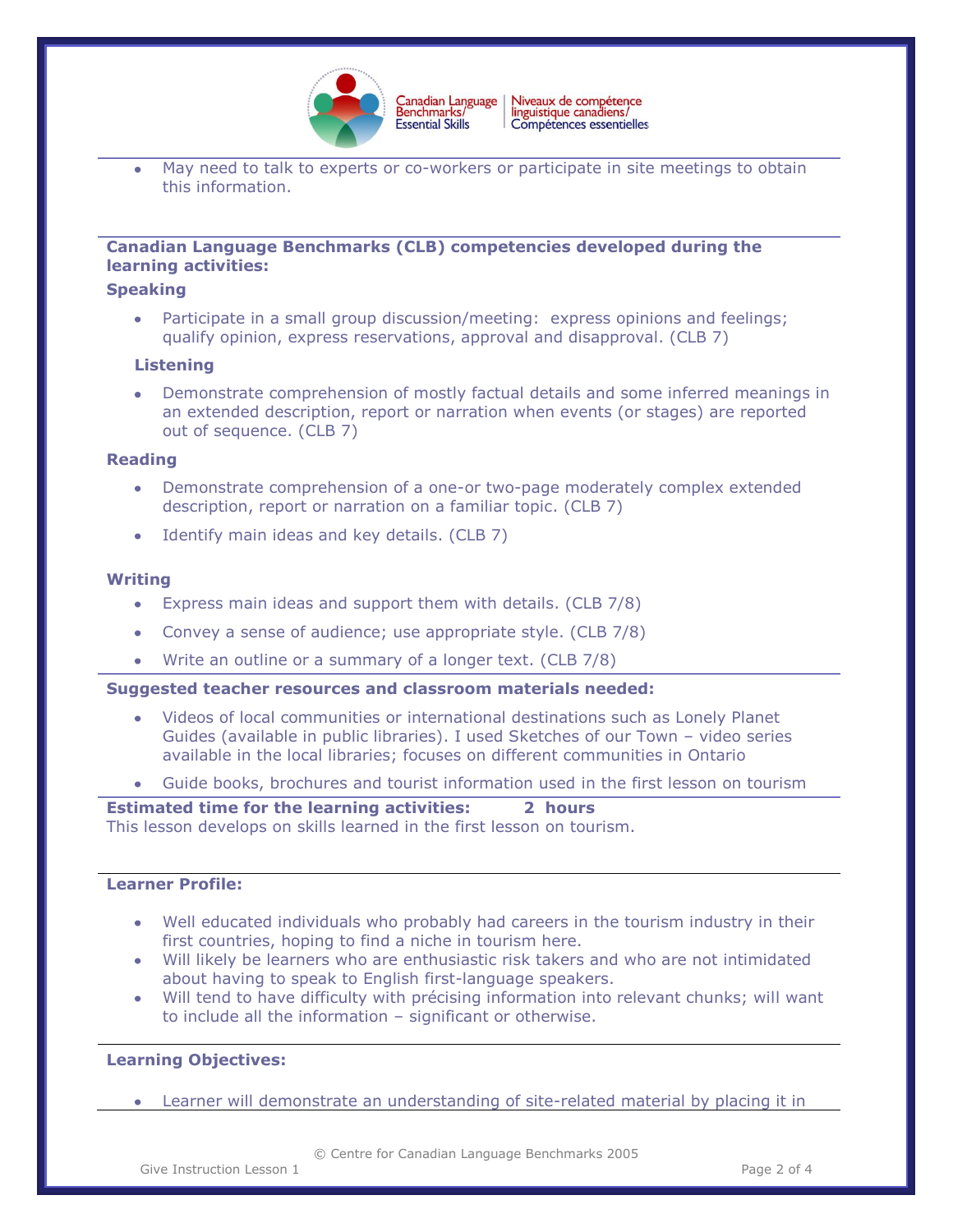- May need to talk to experts or co-workers or participate in site meetings to obtain this information.

**Canadian Language Benchmarks (CLB) competencies developed during the learning activities:**

**Speaking**

- Participate in a small group discussion/meeting: express opinions and feelings; qualify opinion, express reservations, approval and disapproval. (CLB 7)

**Listening**

- Demonstrate comprehension of mostly factual details and some inferred meanings in an extended description, report or narration when events (or stages) are reported out of sequence. (CLB 7)

**Reading**

- Demonstrate comprehension of a one-or two-page moderately complex extended description, report or narration on a familiar topic. (CLB 7)
- Identify main ideas and key details. (CLB 7)

**Writing**

- Express main ideas and support them with details. (CLB 7/8)
- Convey a sense of audience; use appropriate style. (CLB 7/8)
- Write an outline or a summary of a longer text. (CLB 7/8)

**Suggested teacher resources and classroom materials needed:**

- Videos of local communities or international destinations such as Lonely Planet Guides (available in public libraries). I used Sketches of our Town – video series available in the local libraries; focuses on different communities in Ontario
- Guide books, brochures and tourist information used in the first lesson on tourism

**Estimated time for the learning activities: 2 hours**

This lesson develops on skills learned in the first lesson on tourism.

**Learner Profile:**

- Well educated individuals who probably had careers in the tourism industry in their first countries, hoping to find a niche in tourism here.
- Will likely be learners who are enthusiastic risk takers and who are not intimidated about having to speak to English first-language speakers.
- Will tend to have difficulty with précising information into relevant chunks; will want to include all the information – significant or otherwise.

**Learning Objectives:**

- Learner will demonstrate an understanding of site-related material by placing it in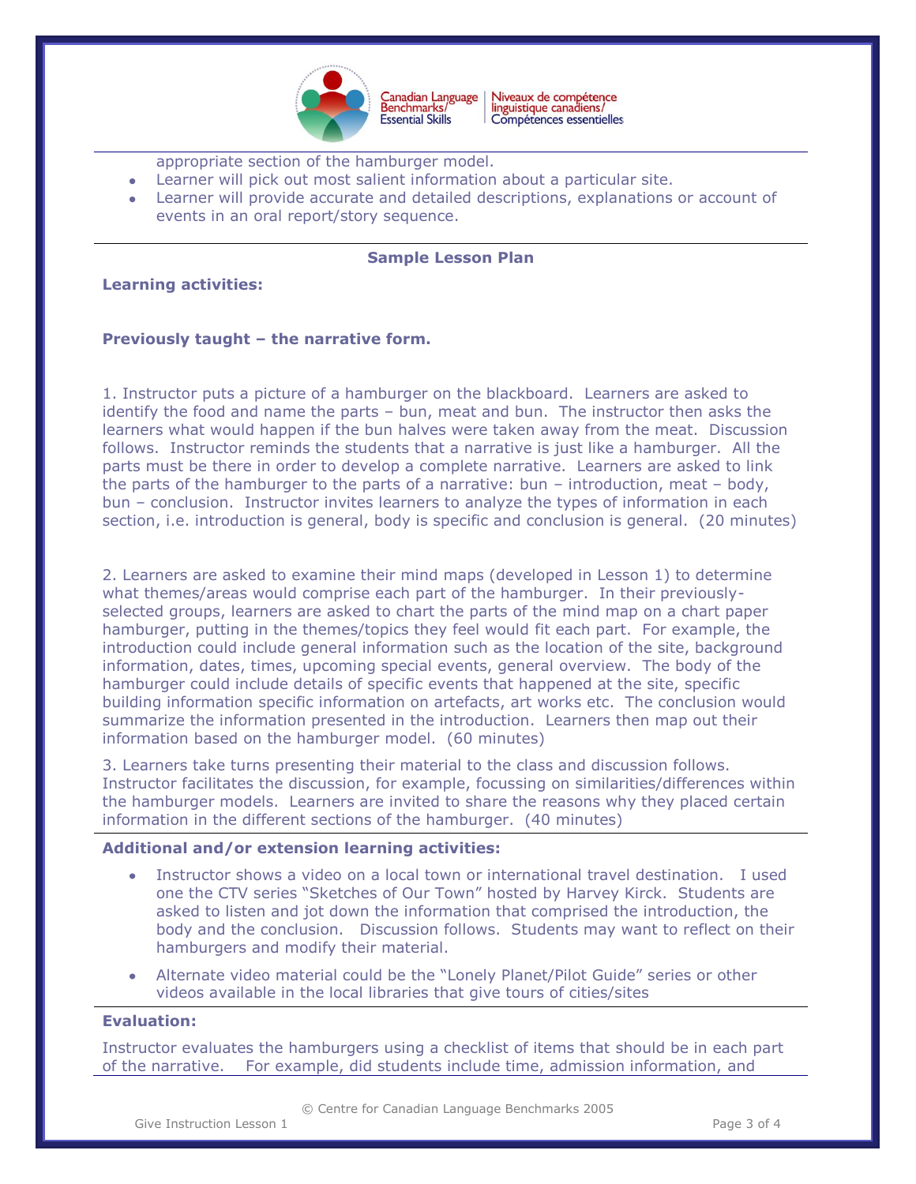appropriate section of the hamburger model.

- Learner will pick out most salient information about a particular site.
- Learner will provide accurate and detailed descriptions, explanations or account of events in an oral report/story sequence.

**Sample Lesson Plan**

**Learning activities:**

**Previously taught – the narrative form.**

1. Instructor puts a picture of a hamburger on the blackboard. Learners are asked to identify the food and name the parts – bun, meat and bun. The instructor then asks the learners what would happen if the bun halves were taken away from the meat. Discussion follows. Instructor reminds the students that a narrative is just like a hamburger. All the parts must be there in order to develop a complete narrative. Learners are asked to link the parts of the hamburger to the parts of a narrative: bun – introduction, meat – body, bun – conclusion. Instructor invites learners to analyze the types of information in each section, i.e. introduction is general, body is specific and conclusion is general. (20 minutes)

2. Learners are asked to examine their mind maps (developed in Lesson 1) to determine what themes/areas would comprise each part of the hamburger. In their previously-selected groups, learners are asked to chart the parts of the mind map on a chart paper hamburger, putting in the themes/topics they feel would fit each part. For example, the introduction could include general information such as the location of the site, background information, dates, times, upcoming special events, general overview. The body of the hamburger could include details of specific events that happened at the site, specific building information specific information on artefacts, art works etc. The conclusion would summarize the information presented in the introduction. Learners then map out their information based on the hamburger model. (60 minutes)

3. Learners take turns presenting their material to the class and discussion follows. Instructor facilitates the discussion, for example, focussing on similarities/differences within the hamburger models. Learners are invited to share the reasons why they placed certain information in the different sections of the hamburger. (40 minutes)

**Additional and/or extension learning activities:**

- Instructor shows a video on a local town or international travel destination. I used one the CTV series "Sketches of Our Town" hosted by Harvey Kirck. Students are asked to listen and jot down the information that comprised the introduction, the body and the conclusion. Discussion follows. Students may want to reflect on their hamburgers and modify their material.
- Alternate video material could be the "Lonely Planet/Pilot Guide" series or other videos available in the local libraries that give tours of cities/sites

**Evaluation:**

Instructor evaluates the hamburgers using a checklist of items that should be in each part of the narrative. For example, did students include time, admission information, and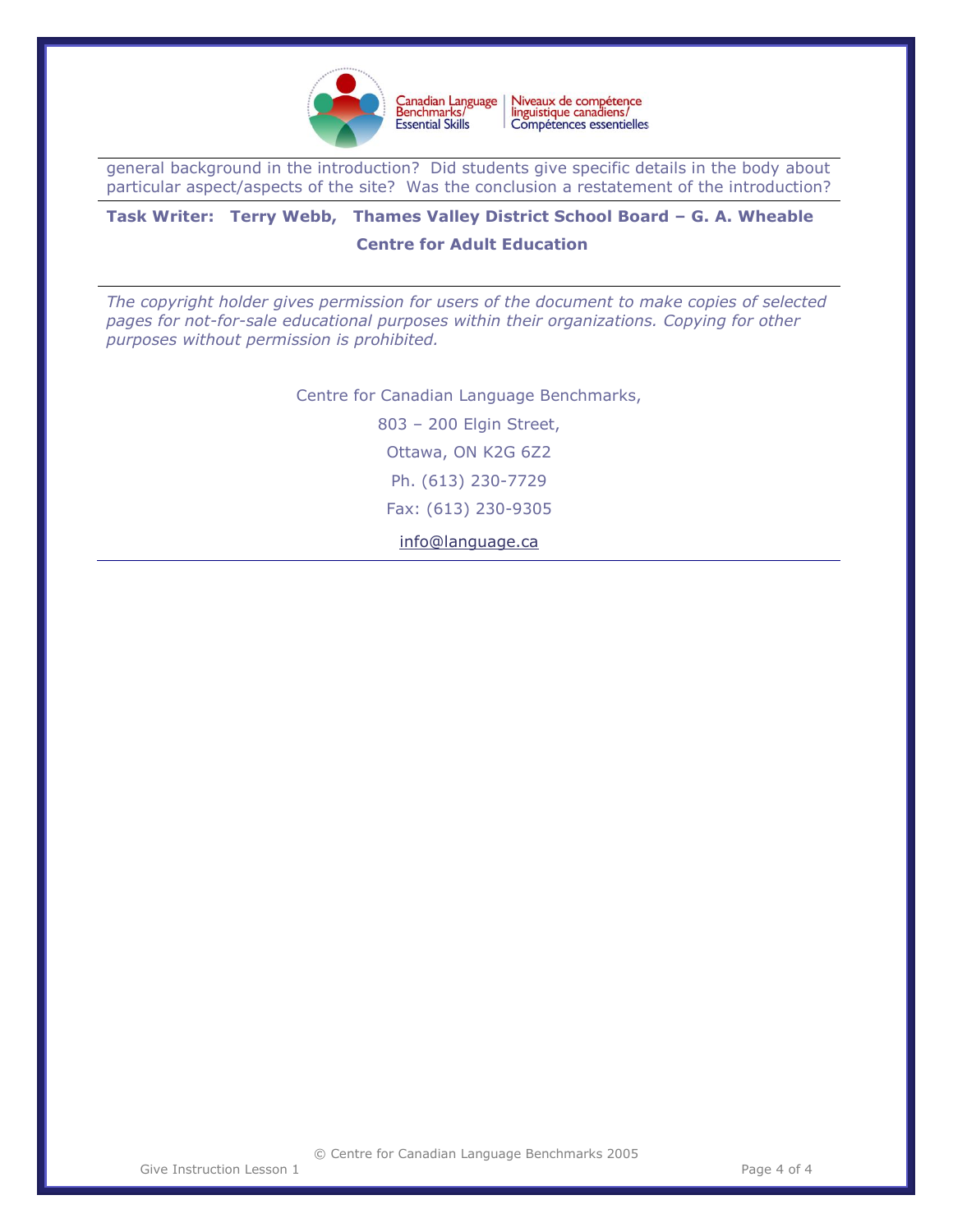general background in the introduction? Did students give specific details in the body about particular aspect/aspects of the site? Was the conclusion a restatement of the introduction?

**Task Writer: Terry Webb, Thames Valley District School Board – G. A. Wheable Centre for Adult Education**

*The copyright holder gives permission for users of the document to make copies of selected pages for not-for-sale educational purposes within their organizations. Copying for other purposes without permission is prohibited.*

Centre for Canadian Language Benchmarks,

803 – 200 Elgin Street,

Ottawa, ON K2G 6Z2

Ph. (613) 230-7729

Fax: (613) 230-9305

info@language.ca